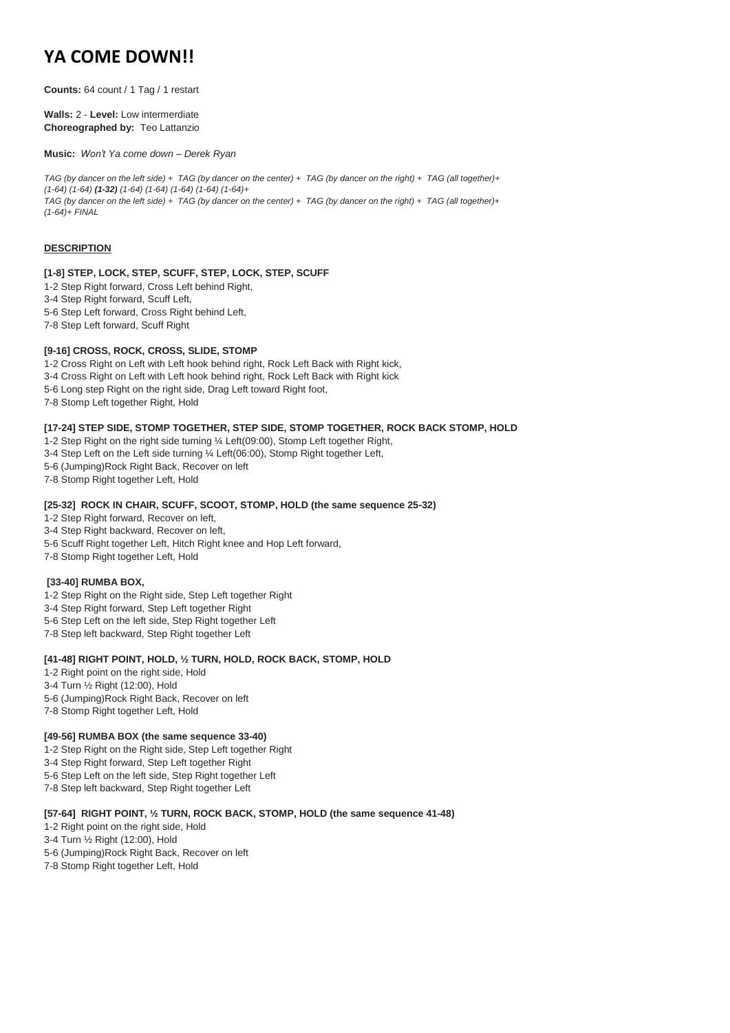# YA COME DOWN!!

**Counts:** 64 count / 1 Tag / 1 restart

**Walls:** 2 - **Level:** Low intermerdiate
**Choreographed by:** Teo Lattanzio

**Music:** *Won't Ya come down – Derek Ryan*

*TAG (by dancer on the left side) + TAG (by dancer on the center) + TAG (by dancer on the right) + TAG (all together)+ (1-64) (1-64)* ***(1-32)*** *(1-64) (1-64) (1-64) (1-64) (1-64)+*
*TAG (by dancer on the left side) + TAG (by dancer on the center) + TAG (by dancer on the right) + TAG (all together)+ (1-64)+ FINAL*

**DESCRIPTION**

**[1-8] STEP, LOCK, STEP, SCUFF, STEP, LOCK, STEP, SCUFF**

1-2 Step Right forward, Cross Left behind Right,
3-4 Step Right forward, Scuff Left,
5-6 Step Left forward, Cross Right behind Left,
7-8 Step Left forward, Scuff Right

**[9-16] CROSS, ROCK, CROSS, SLIDE, STOMP**

1-2 Cross Right on Left with Left hook behind right, Rock Left Back with Right kick,
3-4 Cross Right on Left with Left hook behind right, Rock Left Back with Right kick
5-6 Long step Right on the right side, Drag Left toward Right foot,
7-8 Stomp Left together Right, Hold

**[17-24] STEP SIDE, STOMP TOGETHER, STEP SIDE, STOMP TOGETHER, ROCK BACK STOMP, HOLD**

1-2 Step Right on the right side turning ¼ Left(09:00), Stomp Left together Right,
3-4 Step Left on the Left side turning ¼ Left(06:00), Stomp Right together Left,
5-6 (Jumping)Rock Right Back, Recover on left
7-8 Stomp Right together Left, Hold

**[25-32] ROCK IN CHAIR, SCUFF, SCOOT, STOMP, HOLD (the same sequence 25-32)**

1-2 Step Right forward, Recover on left,
3-4 Step Right backward, Recover on left,
5-6 Scuff Right together Left, Hitch Right knee and Hop Left forward,
7-8 Stomp Right together Left, Hold

**[33-40] RUMBA BOX,**

1-2 Step Right on the Right side, Step Left together Right
3-4 Step Right forward, Step Left together Right
5-6 Step Left on the left side, Step Right together Left
7-8 Step left backward, Step Right together Left

**[41-48] RIGHT POINT, HOLD, ½ TURN, HOLD, ROCK BACK, STOMP, HOLD**

1-2 Right point on the right side, Hold
3-4 Turn ½ Right (12:00), Hold
5-6 (Jumping)Rock Right Back, Recover on left
7-8 Stomp Right together Left, Hold

**[49-56] RUMBA BOX (the same sequence 33-40)**

1-2 Step Right on the Right side, Step Left together Right
3-4 Step Right forward, Step Left together Right
5-6 Step Left on the left side, Step Right together Left
7-8 Step left backward, Step Right together Left

**[57-64] RIGHT POINT, ½ TURN, ROCK BACK, STOMP, HOLD (the same sequence 41-48)**

1-2 Right point on the right side, Hold
3-4 Turn ½ Right (12:00), Hold
5-6 (Jumping)Rock Right Back, Recover on left
7-8 Stomp Right together Left, Hold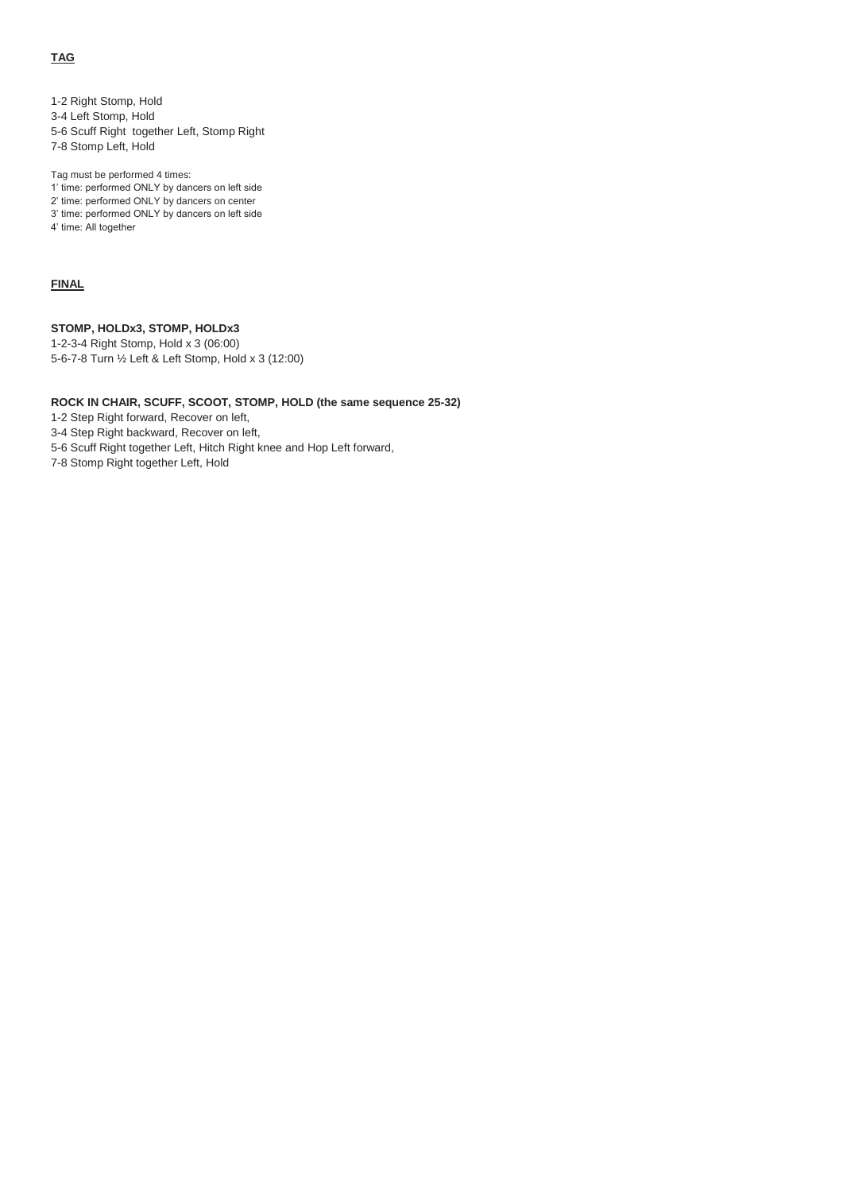**TAG**

1-2 Right Stomp, Hold
3-4 Left Stomp, Hold
5-6 Scuff Right  together Left, Stomp Right
7-8 Stomp Left, Hold

Tag must be performed 4 times:
1' time: performed ONLY by dancers on left side
2' time: performed ONLY by dancers on center
3' time: performed ONLY by dancers on left side
4' time: All together

**FINAL**

**STOMP, HOLDx3, STOMP, HOLDx3**
1-2-3-4 Right Stomp, Hold x 3 (06:00)
5-6-7-8 Turn ½ Left & Left Stomp, Hold x 3 (12:00)

**ROCK IN CHAIR, SCUFF, SCOOT, STOMP, HOLD (the same sequence 25-32)**
1-2 Step Right forward, Recover on left,
3-4 Step Right backward, Recover on left,
5-6 Scuff Right together Left, Hitch Right knee and Hop Left forward,
7-8 Stomp Right together Left, Hold